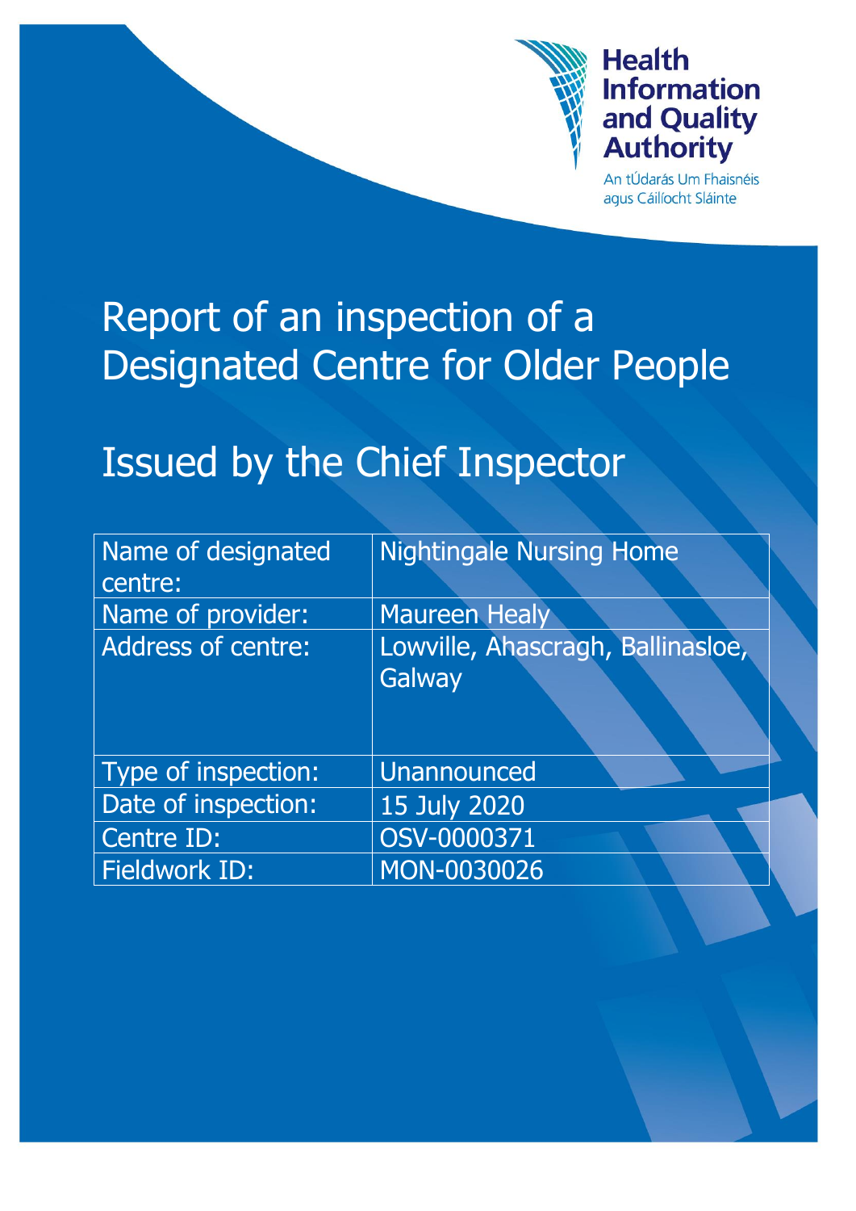Health Information and Quality Authority

An tÚdarás Um Fhaisnéis agus Cáilíocht Sláinte

# Report of an inspection of a Designated Centre for Older People

## Issued by the Chief Inspector

| | |
|---|---|
| Name of designated centre: | Nightingale Nursing Home |
| Name of provider: | Maureen Healy |
| Address of centre: | Lowville, Ahascragh, Ballinasloe, Galway |
| Type of inspection: | Unannounced |
| Date of inspection: | 15 July 2020 |
| Centre ID: | OSV-0000371 |
| Fieldwork ID: | MON-0030026 |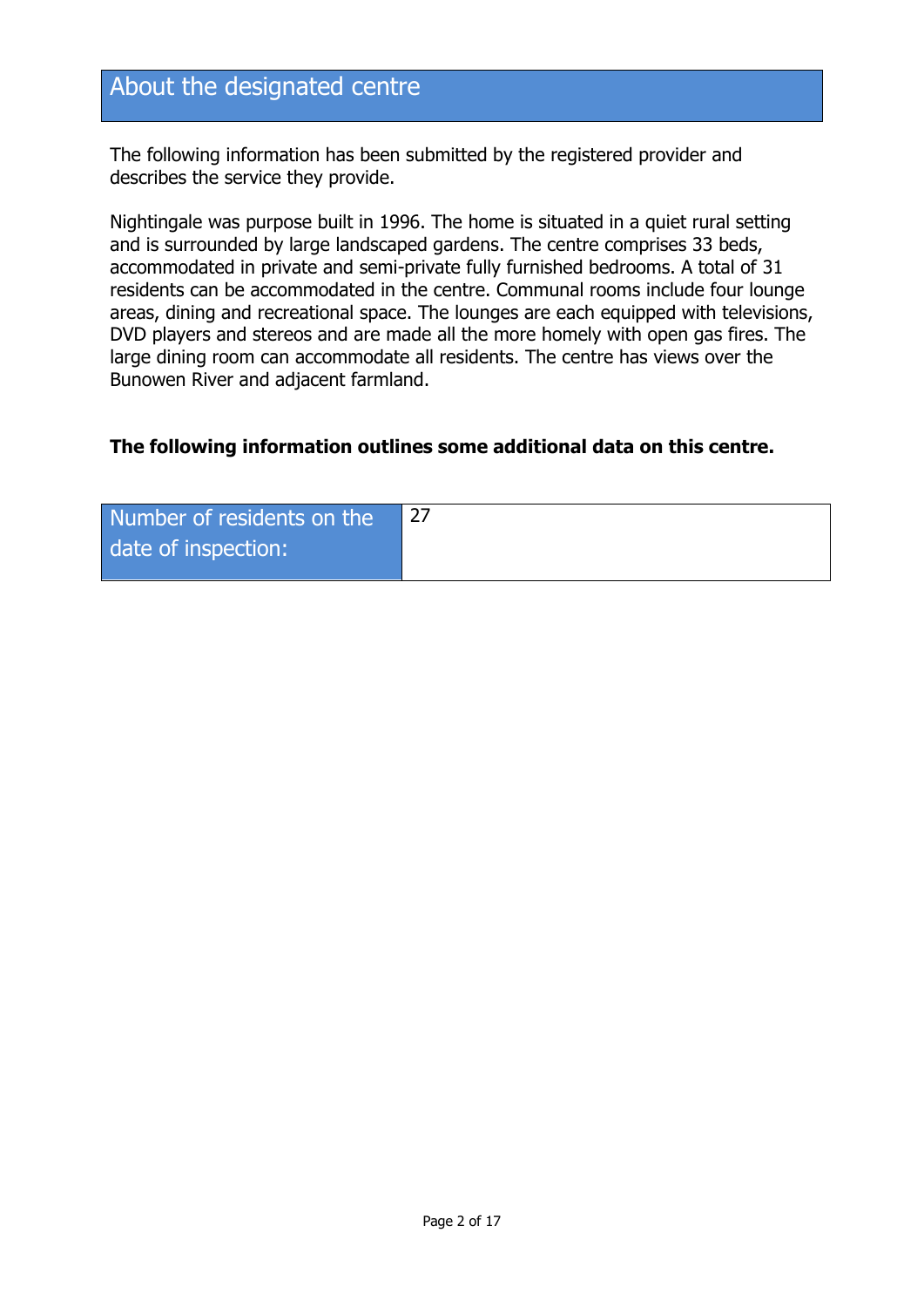## About the designated centre

The following information has been submitted by the registered provider and describes the service they provide.

Nightingale was purpose built in 1996. The home is situated in a quiet rural setting and is surrounded by large landscaped gardens. The centre comprises 33 beds, accommodated in private and semi-private fully furnished bedrooms. A total of 31 residents can be accommodated in the centre. Communal rooms include four lounge areas, dining and recreational space. The lounges are each equipped with televisions, DVD players and stereos and are made all the more homely with open gas fires. The large dining room can accommodate all residents. The centre has views over the Bunowen River and adjacent farmland.

**The following information outlines some additional data on this centre.**

| Number of residents on the date of inspection: | 27 |
|---|---|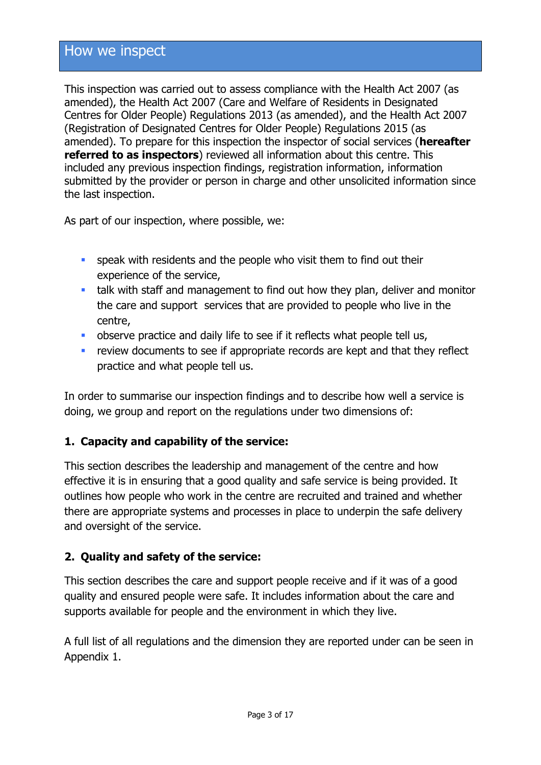## How we inspect

This inspection was carried out to assess compliance with the Health Act 2007 (as amended), the Health Act 2007 (Care and Welfare of Residents in Designated Centres for Older People) Regulations 2013 (as amended), and the Health Act 2007 (Registration of Designated Centres for Older People) Regulations 2015 (as amended). To prepare for this inspection the inspector of social services (**hereafter referred to as inspectors**) reviewed all information about this centre. This included any previous inspection findings, registration information, information submitted by the provider or person in charge and other unsolicited information since the last inspection.

As part of our inspection, where possible, we:

- speak with residents and the people who visit them to find out their experience of the service,
- talk with staff and management to find out how they plan, deliver and monitor the care and support services that are provided to people who live in the centre,
- observe practice and daily life to see if it reflects what people tell us,
- review documents to see if appropriate records are kept and that they reflect practice and what people tell us.

In order to summarise our inspection findings and to describe how well a service is doing, we group and report on the regulations under two dimensions of:

**1. Capacity and capability of the service:**

This section describes the leadership and management of the centre and how effective it is in ensuring that a good quality and safe service is being provided. It outlines how people who work in the centre are recruited and trained and whether there are appropriate systems and processes in place to underpin the safe delivery and oversight of the service.

**2. Quality and safety of the service:**

This section describes the care and support people receive and if it was of a good quality and ensured people were safe. It includes information about the care and supports available for people and the environment in which they live.

A full list of all regulations and the dimension they are reported under can be seen in Appendix 1.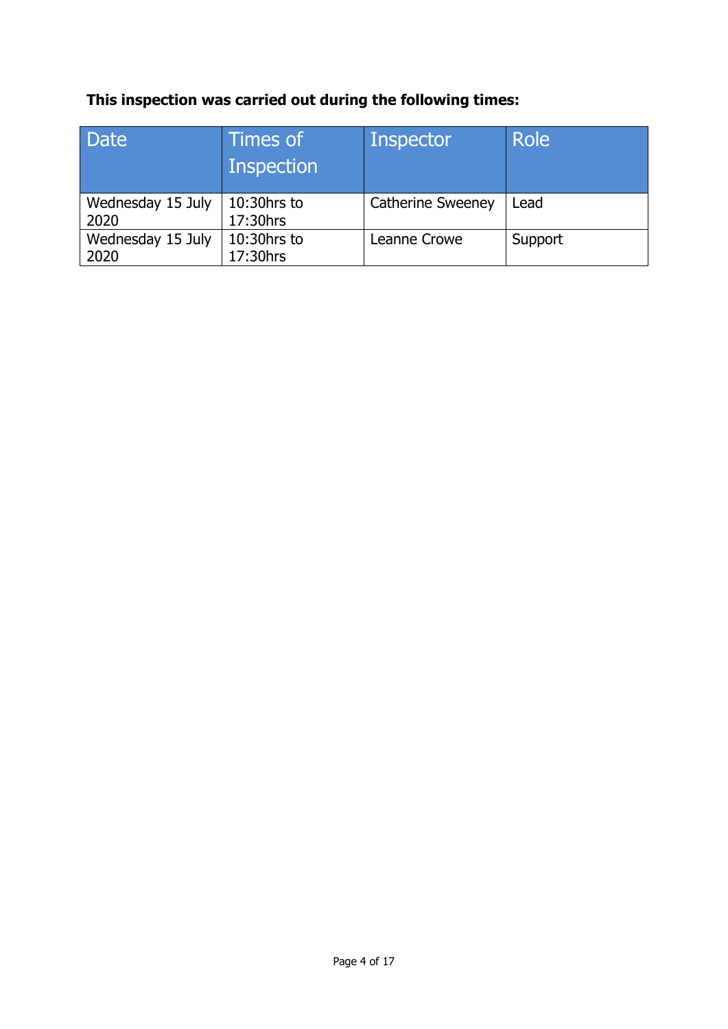**This inspection was carried out during the following times:**

| Date | Times of Inspection | Inspector | Role |
|---|---|---|---|
| Wednesday 15 July 2020 | 10:30hrs to 17:30hrs | Catherine Sweeney | Lead |
| Wednesday 15 July 2020 | 10:30hrs to 17:30hrs | Leanne Crowe | Support |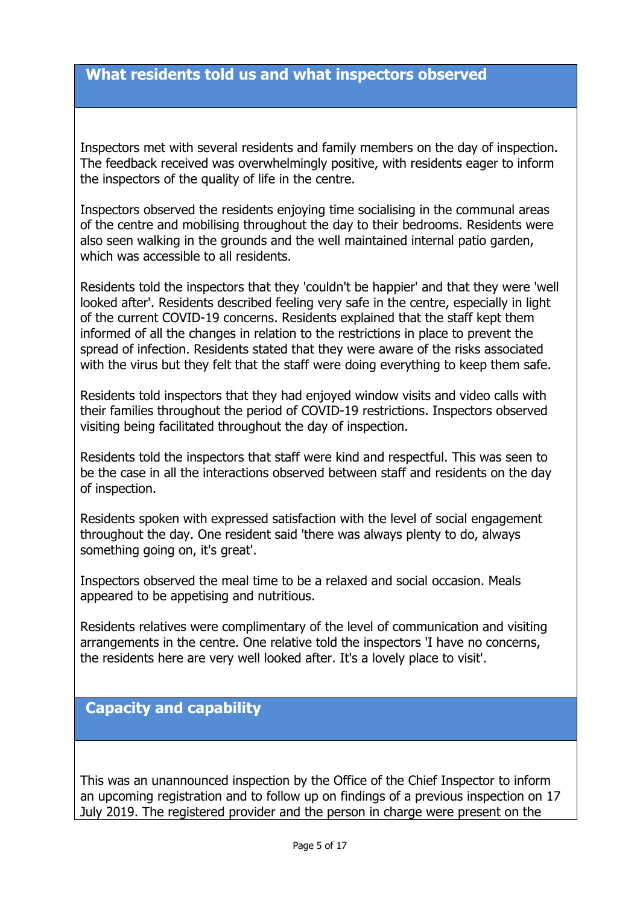## What residents told us and what inspectors observed

Inspectors met with several residents and family members on the day of inspection. The feedback received was overwhelmingly positive, with residents eager to inform the inspectors of the quality of life in the centre.

Inspectors observed the residents enjoying time socialising in the communal areas of the centre and mobilising throughout the day to their bedrooms. Residents were also seen walking in the grounds and the well maintained internal patio garden, which was accessible to all residents.

Residents told the inspectors that they 'couldn't be happier' and that they were 'well looked after'. Residents described feeling very safe in the centre, especially in light of the current COVID-19 concerns. Residents explained that the staff kept them informed of all the changes in relation to the restrictions in place to prevent the spread of infection. Residents stated that they were aware of the risks associated with the virus but they felt that the staff were doing everything to keep them safe.

Residents told inspectors that they had enjoyed window visits and video calls with their families throughout the period of COVID-19 restrictions. Inspectors observed visiting being facilitated throughout the day of inspection.

Residents told the inspectors that staff were kind and respectful. This was seen to be the case in all the interactions observed between staff and residents on the day of inspection.

Residents spoken with expressed satisfaction with the level of social engagement throughout the day. One resident said 'there was always plenty to do, always something going on, it's great'.

Inspectors observed the meal time to be a relaxed and social occasion. Meals appeared to be appetising and nutritious.

Residents relatives were complimentary of the level of communication and visiting arrangements in the centre. One relative told the inspectors 'I have no concerns, the residents here are very well looked after. It's a lovely place to visit'.

## Capacity and capability

This was an unannounced inspection by the Office of the Chief Inspector to inform an upcoming registration and to follow up on findings of a previous inspection on 17 July 2019. The registered provider and the person in charge were present on the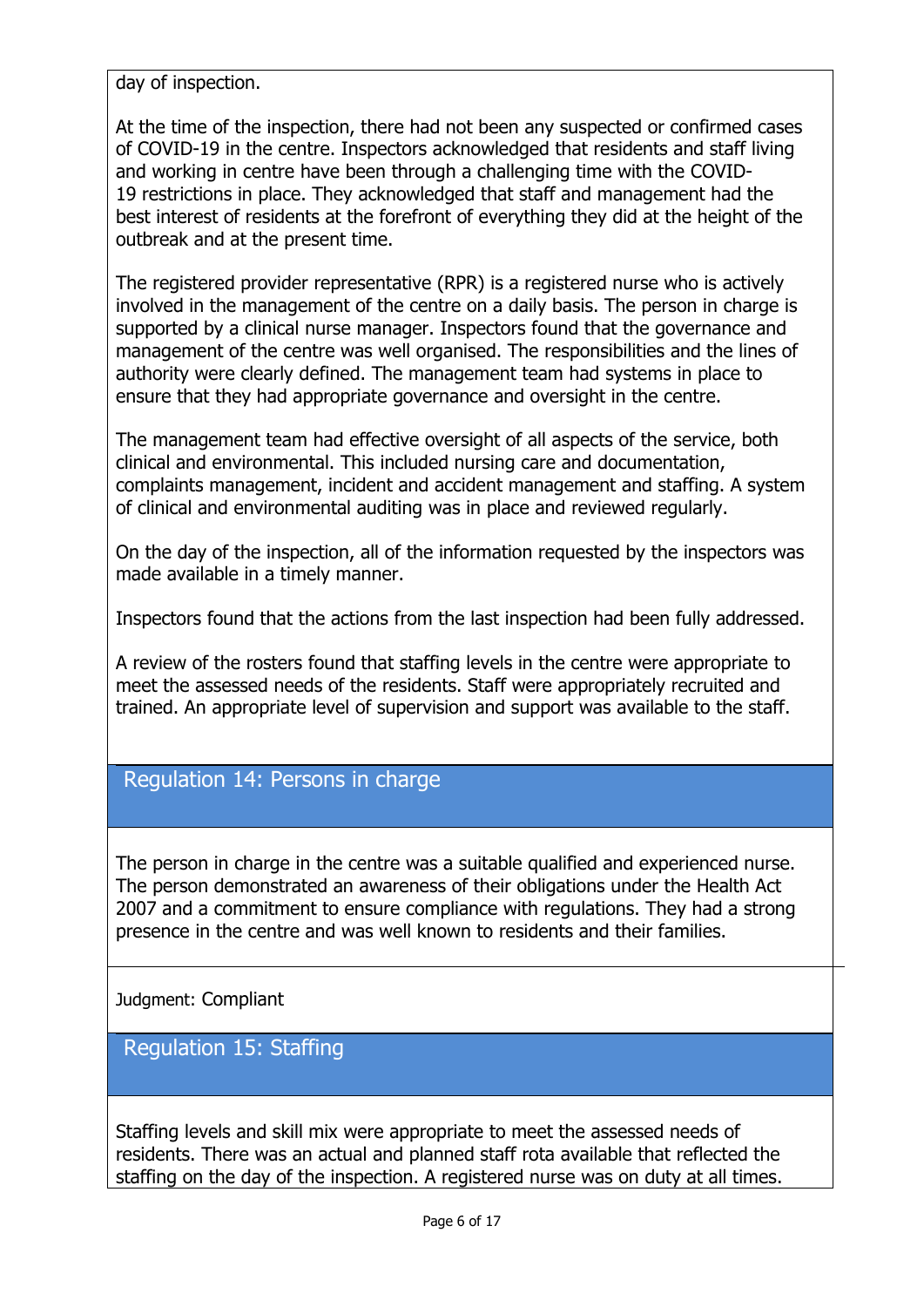day of inspection.

At the time of the inspection, there had not been any suspected or confirmed cases of COVID-19 in the centre. Inspectors acknowledged that residents and staff living and working in centre have been through a challenging time with the COVID-19 restrictions in place. They acknowledged that staff and management had the best interest of residents at the forefront of everything they did at the height of the outbreak and at the present time.

The registered provider representative (RPR) is a registered nurse who is actively involved in the management of the centre on a daily basis. The person in charge is supported by a clinical nurse manager. Inspectors found that the governance and management of the centre was well organised. The responsibilities and the lines of authority were clearly defined. The management team had systems in place to ensure that they had appropriate governance and oversight in the centre.

The management team had effective oversight of all aspects of the service, both clinical and environmental. This included nursing care and documentation, complaints management, incident and accident management and staffing. A system of clinical and environmental auditing was in place and reviewed regularly.

On the day of the inspection, all of the information requested by the inspectors was made available in a timely manner.

Inspectors found that the actions from the last inspection had been fully addressed.

A review of the rosters found that staffing levels in the centre were appropriate to meet the assessed needs of the residents. Staff were appropriately recruited and trained. An appropriate level of supervision and support was available to the staff.

## Regulation 14: Persons in charge

The person in charge in the centre was a suitable qualified and experienced nurse. The person demonstrated an awareness of their obligations under the Health Act 2007 and a commitment to ensure compliance with regulations. They had a strong presence in the centre and was well known to residents and their families.

Judgment: Compliant

## Regulation 15: Staffing

Staffing levels and skill mix were appropriate to meet the assessed needs of residents. There was an actual and planned staff rota available that reflected the staffing on the day of the inspection. A registered nurse was on duty at all times.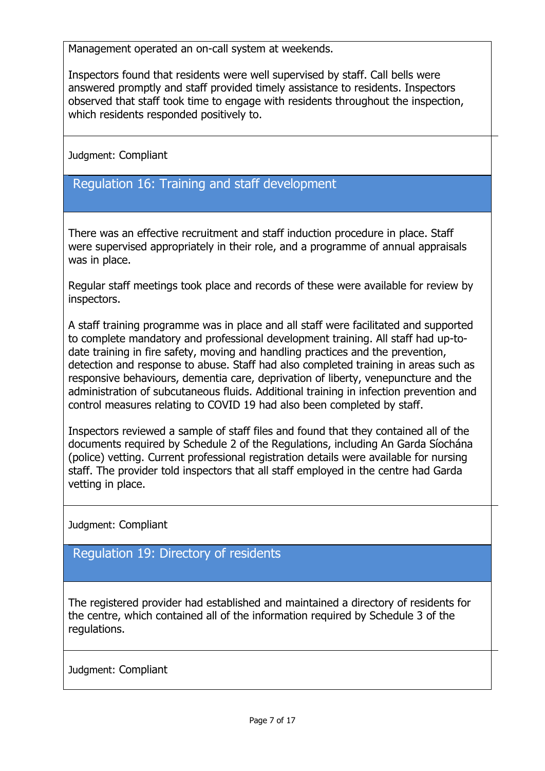Management operated an on-call system at weekends.

Inspectors found that residents were well supervised by staff. Call bells were answered promptly and staff provided timely assistance to residents. Inspectors observed that staff took time to engage with residents throughout the inspection, which residents responded positively to.

Judgment: Compliant

## Regulation 16: Training and staff development

There was an effective recruitment and staff induction procedure in place. Staff were supervised appropriately in their role, and a programme of annual appraisals was in place.

Regular staff meetings took place and records of these were available for review by inspectors.

A staff training programme was in place and all staff were facilitated and supported to complete mandatory and professional development training. All staff had up-to-date training in fire safety, moving and handling practices and the prevention, detection and response to abuse. Staff had also completed training in areas such as responsive behaviours, dementia care, deprivation of liberty, venepuncture and the administration of subcutaneous fluids. Additional training in infection prevention and control measures relating to COVID 19 had also been completed by staff.

Inspectors reviewed a sample of staff files and found that they contained all of the documents required by Schedule 2 of the Regulations, including An Garda Síochána (police) vetting. Current professional registration details were available for nursing staff. The provider told inspectors that all staff employed in the centre had Garda vetting in place.

Judgment: Compliant

## Regulation 19: Directory of residents

The registered provider had established and maintained a directory of residents for the centre, which contained all of the information required by Schedule 3 of the regulations.

Judgment: Compliant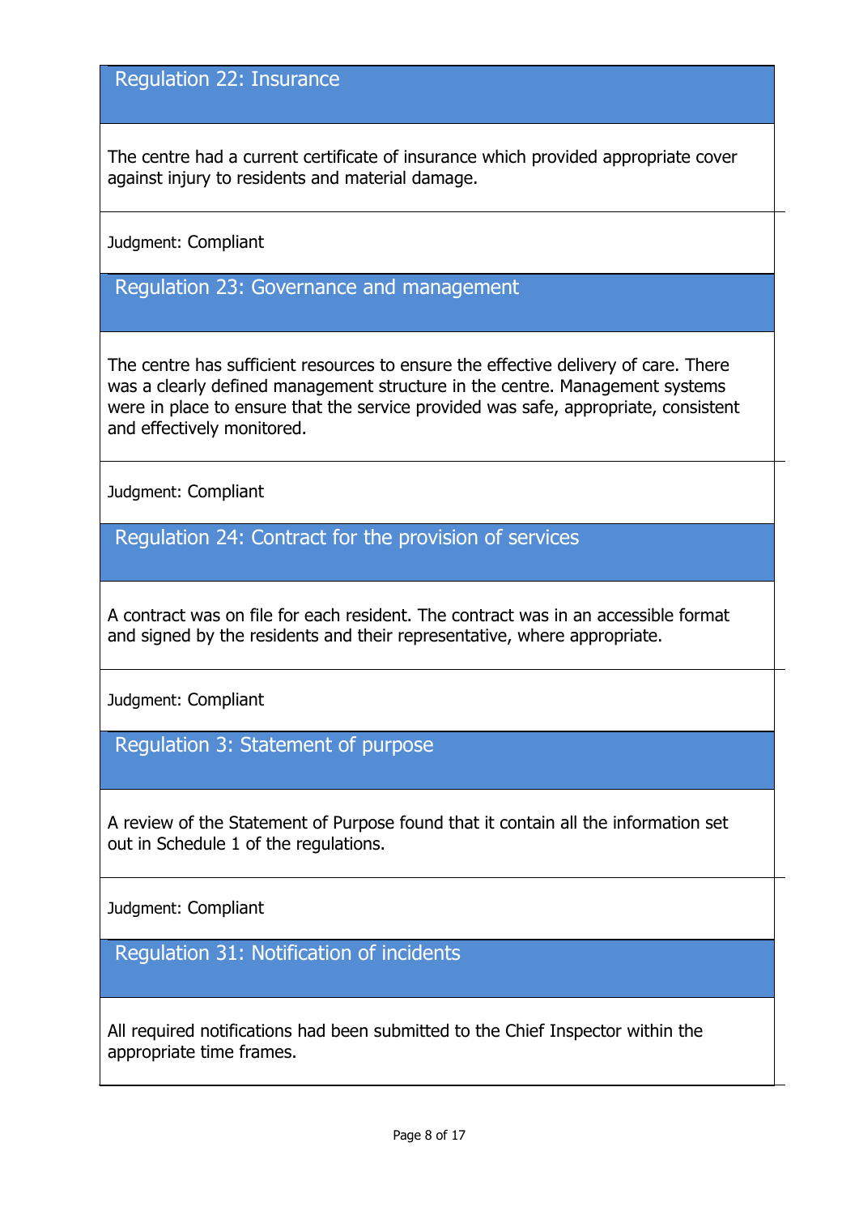## Regulation 22: Insurance

The centre had a current certificate of insurance which provided appropriate cover against injury to residents and material damage.

Judgment: Compliant

## Regulation 23: Governance and management

The centre has sufficient resources to ensure the effective delivery of care. There was a clearly defined management structure in the centre. Management systems were in place to ensure that the service provided was safe, appropriate, consistent and effectively monitored.

Judgment: Compliant

## Regulation 24: Contract for the provision of services

A contract was on file for each resident. The contract was in an accessible format and signed by the residents and their representative, where appropriate.

Judgment: Compliant

## Regulation 3: Statement of purpose

A review of the Statement of Purpose found that it contain all the information set out in Schedule 1 of the regulations.

Judgment: Compliant

## Regulation 31: Notification of incidents

All required notifications had been submitted to the Chief Inspector within the appropriate time frames.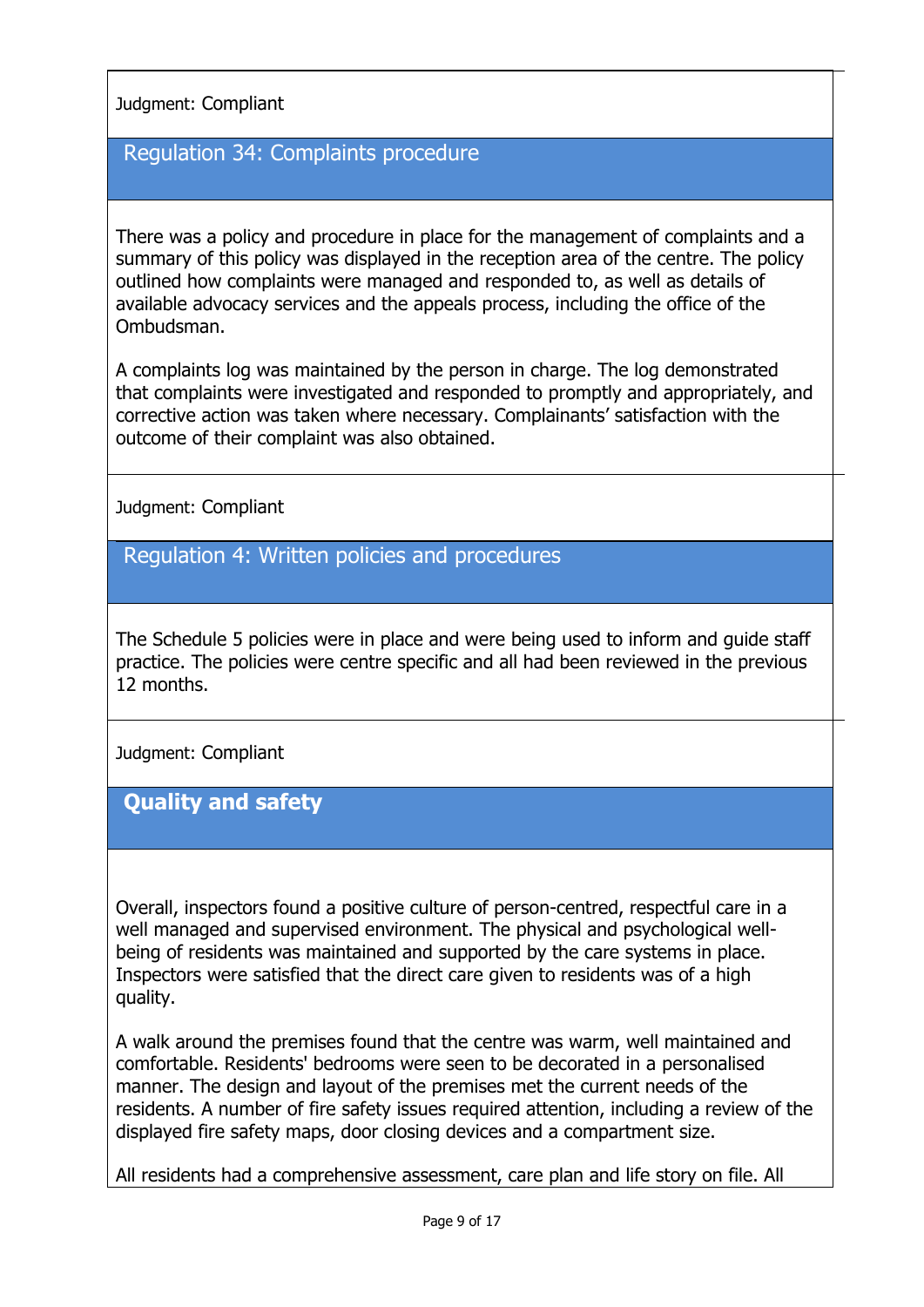Judgment: Compliant

## Regulation 34: Complaints procedure

There was a policy and procedure in place for the management of complaints and a summary of this policy was displayed in the reception area of the centre. The policy outlined how complaints were managed and responded to, as well as details of available advocacy services and the appeals process, including the office of the Ombudsman.

A complaints log was maintained by the person in charge. The log demonstrated that complaints were investigated and responded to promptly and appropriately, and corrective action was taken where necessary. Complainants' satisfaction with the outcome of their complaint was also obtained.

Judgment: Compliant

## Regulation 4: Written policies and procedures

The Schedule 5 policies were in place and were being used to inform and guide staff practice. The policies were centre specific and all had been reviewed in the previous 12 months.

Judgment: Compliant

## **Quality and safety**

Overall, inspectors found a positive culture of person-centred, respectful care in a well managed and supervised environment. The physical and psychological well-being of residents was maintained and supported by the care systems in place. Inspectors were satisfied that the direct care given to residents was of a high quality.

A walk around the premises found that the centre was warm, well maintained and comfortable. Residents' bedrooms were seen to be decorated in a personalised manner. The design and layout of the premises met the current needs of the residents. A number of fire safety issues required attention, including a review of the displayed fire safety maps, door closing devices and a compartment size.

All residents had a comprehensive assessment, care plan and life story on file. All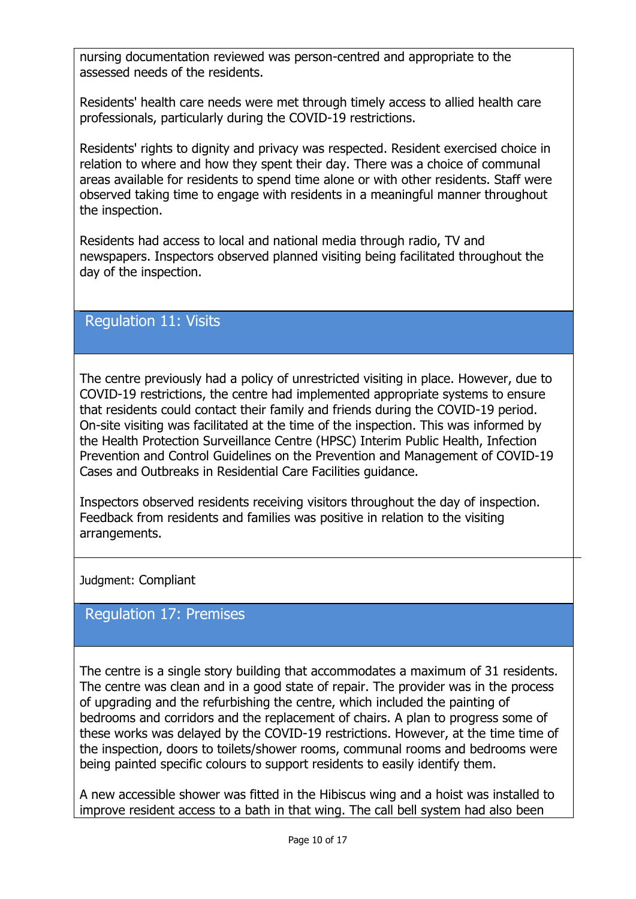nursing documentation reviewed was person-centred and appropriate to the assessed needs of the residents.

Residents' health care needs were met through timely access to allied health care professionals, particularly during the COVID-19 restrictions.

Residents' rights to dignity and privacy was respected. Resident exercised choice in relation to where and how they spent their day. There was a choice of communal areas available for residents to spend time alone or with other residents. Staff were observed taking time to engage with residents in a meaningful manner throughout the inspection.

Residents had access to local and national media through radio, TV and newspapers. Inspectors observed planned visiting being facilitated throughout the day of the inspection.

## Regulation 11: Visits

The centre previously had a policy of unrestricted visiting in place. However, due to COVID-19 restrictions, the centre had implemented appropriate systems to ensure that residents could contact their family and friends during the COVID-19 period. On-site visiting was facilitated at the time of the inspection. This was informed by the Health Protection Surveillance Centre (HPSC) Interim Public Health, Infection Prevention and Control Guidelines on the Prevention and Management of COVID-19 Cases and Outbreaks in Residential Care Facilities guidance.

Inspectors observed residents receiving visitors throughout the day of inspection. Feedback from residents and families was positive in relation to the visiting arrangements.

Judgment: Compliant

## Regulation 17: Premises

The centre is a single story building that accommodates a maximum of 31 residents. The centre was clean and in a good state of repair. The provider was in the process of upgrading and the refurbishing the centre, which included the painting of bedrooms and corridors and the replacement of chairs. A plan to progress some of these works was delayed by the COVID-19 restrictions. However, at the time time of the inspection, doors to toilets/shower rooms, communal rooms and bedrooms were being painted specific colours to support residents to easily identify them.

A new accessible shower was fitted in the Hibiscus wing and a hoist was installed to improve resident access to a bath in that wing. The call bell system had also been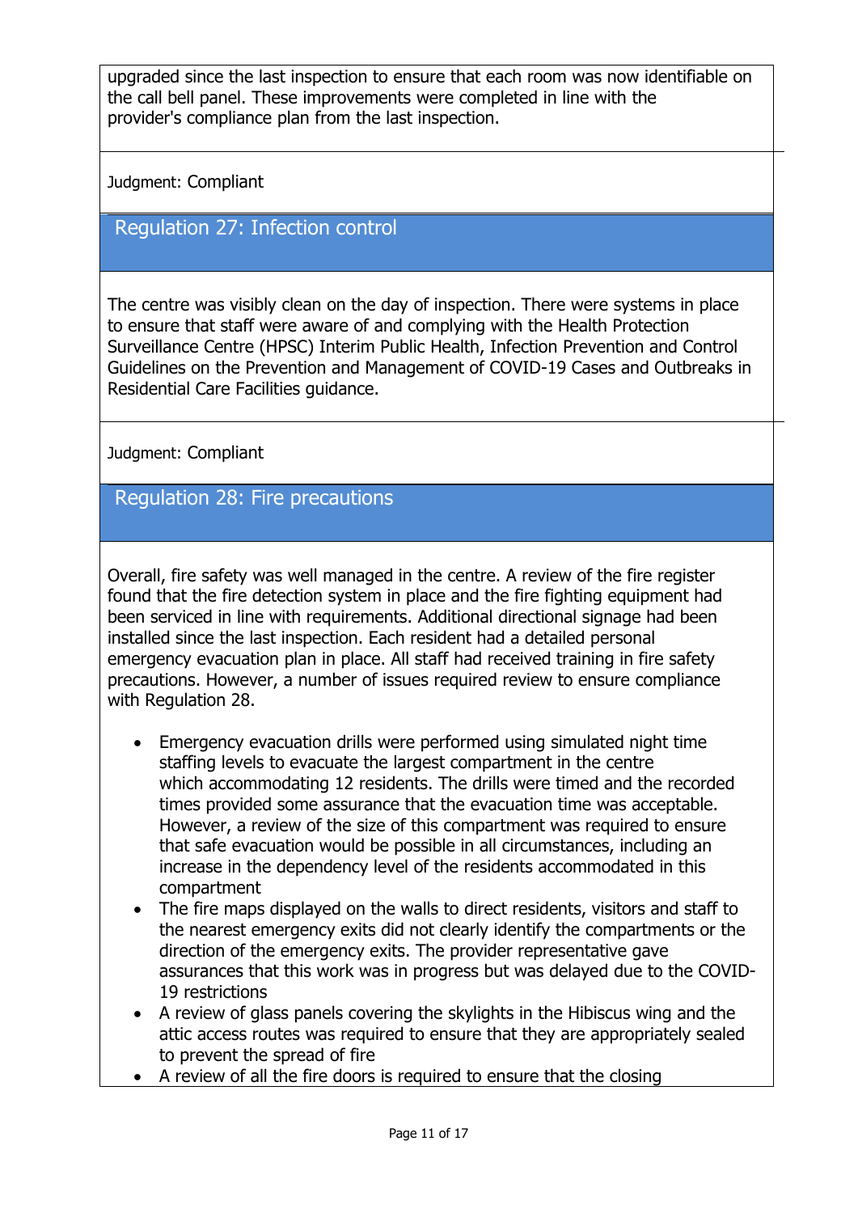upgraded since the last inspection to ensure that each room was now identifiable on the call bell panel. These improvements were completed in line with the provider's compliance plan from the last inspection.

Judgment: Compliant

## Regulation 27: Infection control

The centre was visibly clean on the day of inspection. There were systems in place to ensure that staff were aware of and complying with the Health Protection Surveillance Centre (HPSC) Interim Public Health, Infection Prevention and Control Guidelines on the Prevention and Management of COVID-19 Cases and Outbreaks in Residential Care Facilities guidance.

Judgment: Compliant

## Regulation 28: Fire precautions

Overall, fire safety was well managed in the centre. A review of the fire register found that the fire detection system in place and the fire fighting equipment had been serviced in line with requirements. Additional directional signage had been installed since the last inspection. Each resident had a detailed personal emergency evacuation plan in place. All staff had received training in fire safety precautions. However, a number of issues required review to ensure compliance with Regulation 28.

- Emergency evacuation drills were performed using simulated night time staffing levels to evacuate the largest compartment in the centre which accommodating 12 residents. The drills were timed and the recorded times provided some assurance that the evacuation time was acceptable. However, a review of the size of this compartment was required to ensure that safe evacuation would be possible in all circumstances, including an increase in the dependency level of the residents accommodated in this compartment
- The fire maps displayed on the walls to direct residents, visitors and staff to the nearest emergency exits did not clearly identify the compartments or the direction of the emergency exits. The provider representative gave assurances that this work was in progress but was delayed due to the COVID-19 restrictions
- A review of glass panels covering the skylights in the Hibiscus wing and the attic access routes was required to ensure that they are appropriately sealed to prevent the spread of fire
- A review of all the fire doors is required to ensure that the closing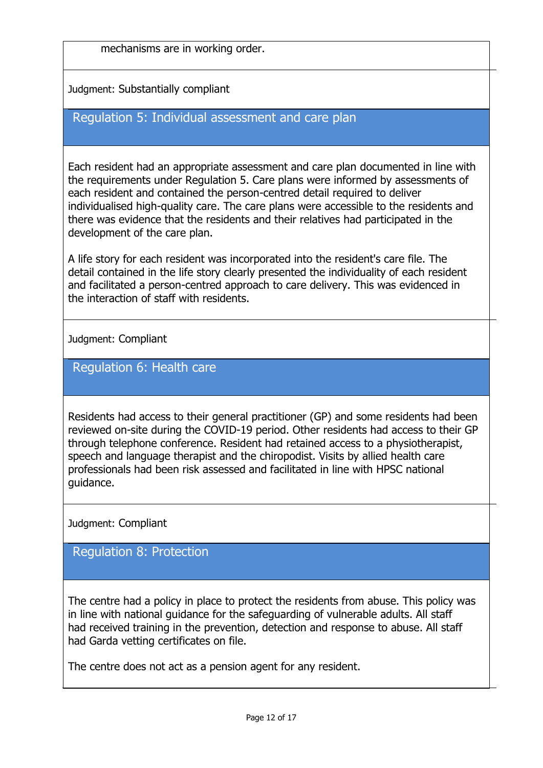mechanisms are in working order.

Judgment: Substantially compliant

### Regulation 5: Individual assessment and care plan

Each resident had an appropriate assessment and care plan documented in line with the requirements under Regulation 5. Care plans were informed by assessments of each resident and contained the person-centred detail required to deliver individualised high-quality care. The care plans were accessible to the residents and there was evidence that the residents and their relatives had participated in the development of the care plan.

A life story for each resident was incorporated into the resident's care file. The detail contained in the life story clearly presented the individuality of each resident and facilitated a person-centred approach to care delivery. This was evidenced in the interaction of staff with residents.

Judgment: Compliant

### Regulation 6: Health care

Residents had access to their general practitioner (GP) and some residents had been reviewed on-site during the COVID-19 period. Other residents had access to their GP through telephone conference. Resident had retained access to a physiotherapist, speech and language therapist and the chiropodist. Visits by allied health care professionals had been risk assessed and facilitated in line with HPSC national guidance.

Judgment: Compliant

### Regulation 8: Protection

The centre had a policy in place to protect the residents from abuse. This policy was in line with national guidance for the safeguarding of vulnerable adults. All staff had received training in the prevention, detection and response to abuse. All staff had Garda vetting certificates on file.

The centre does not act as a pension agent for any resident.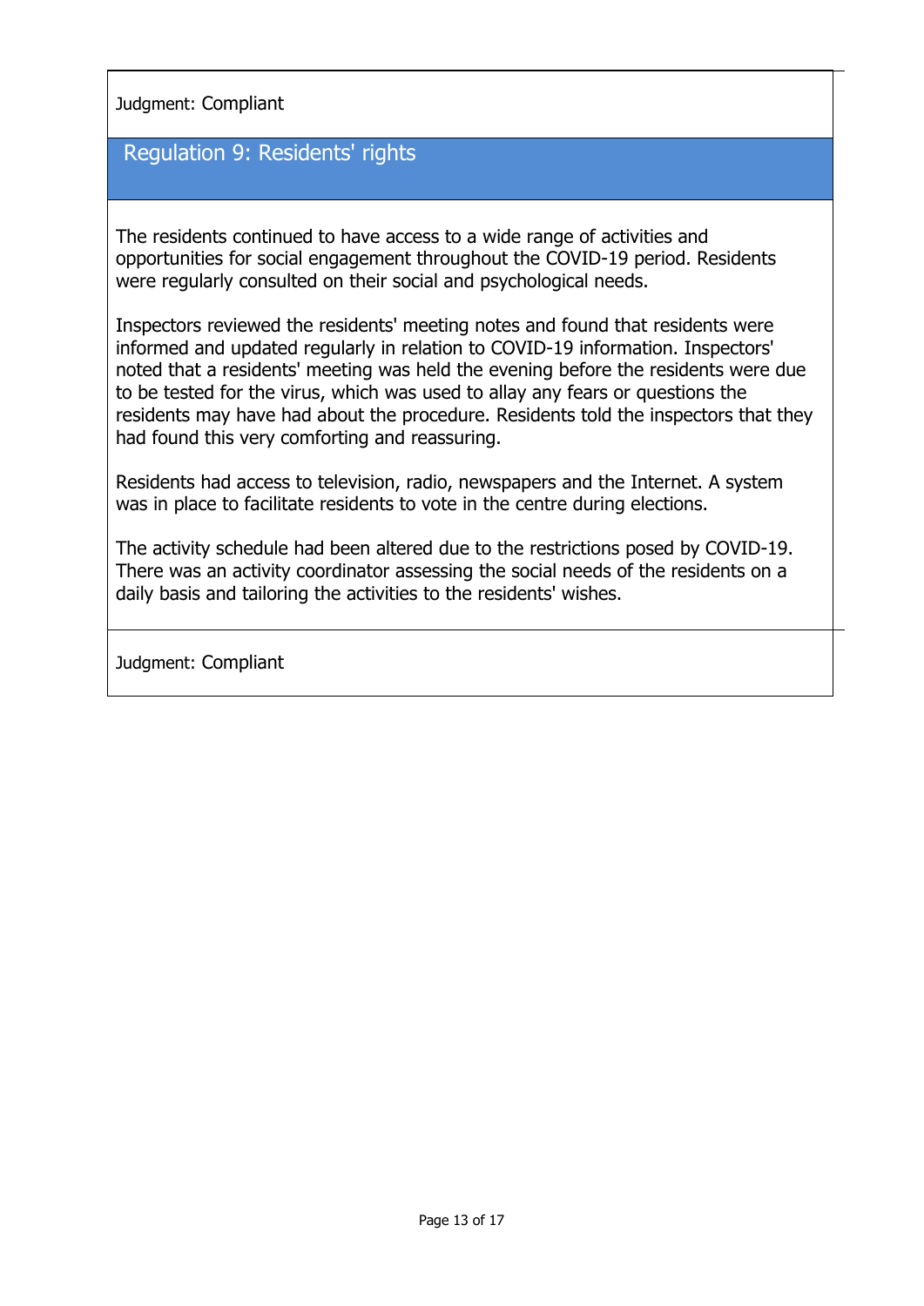Judgment: Compliant

## Regulation 9: Residents' rights

The residents continued to have access to a wide range of activities and opportunities for social engagement throughout the COVID-19 period. Residents were regularly consulted on their social and psychological needs.

Inspectors reviewed the residents' meeting notes and found that residents were informed and updated regularly in relation to COVID-19 information. Inspectors' noted that a residents' meeting was held the evening before the residents were due to be tested for the virus, which was used to allay any fears or questions the residents may have had about the procedure. Residents told the inspectors that they had found this very comforting and reassuring.

Residents had access to television, radio, newspapers and the Internet. A system was in place to facilitate residents to vote in the centre during elections.

The activity schedule had been altered due to the restrictions posed by COVID-19. There was an activity coordinator assessing the social needs of the residents on a daily basis and tailoring the activities to the residents' wishes.

Judgment: Compliant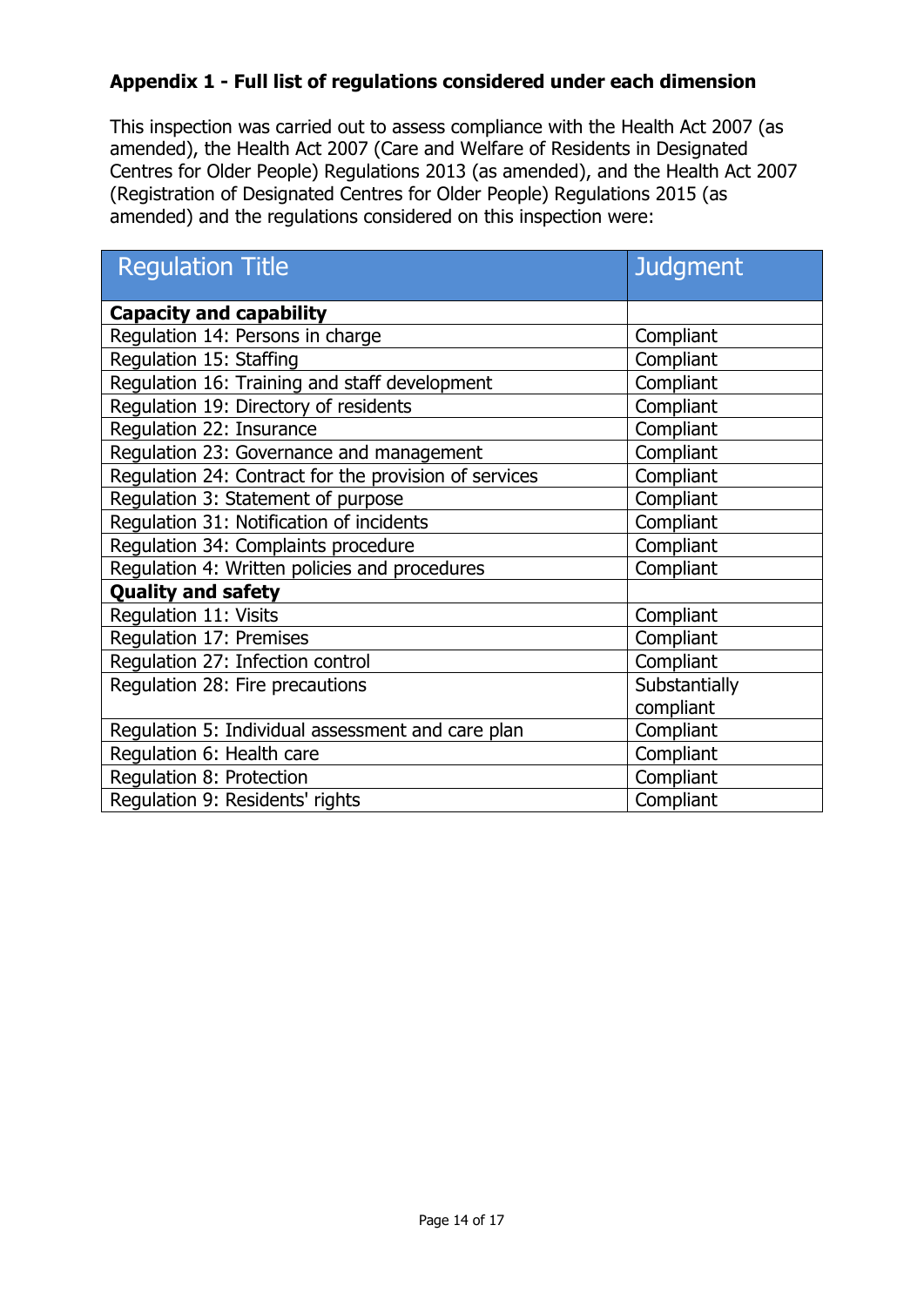### Appendix 1 - Full list of regulations considered under each dimension

This inspection was carried out to assess compliance with the Health Act 2007 (as amended), the Health Act 2007 (Care and Welfare of Residents in Designated Centres for Older People) Regulations 2013 (as amended), and the Health Act 2007 (Registration of Designated Centres for Older People) Regulations 2015 (as amended) and the regulations considered on this inspection were:

| Regulation Title | Judgment |
| --- | --- |
| **Capacity and capability** | |
| Regulation 14: Persons in charge | Compliant |
| Regulation 15: Staffing | Compliant |
| Regulation 16: Training and staff development | Compliant |
| Regulation 19: Directory of residents | Compliant |
| Regulation 22: Insurance | Compliant |
| Regulation 23: Governance and management | Compliant |
| Regulation 24: Contract for the provision of services | Compliant |
| Regulation 3: Statement of purpose | Compliant |
| Regulation 31: Notification of incidents | Compliant |
| Regulation 34: Complaints procedure | Compliant |
| Regulation 4: Written policies and procedures | Compliant |
| **Quality and safety** | |
| Regulation 11: Visits | Compliant |
| Regulation 17: Premises | Compliant |
| Regulation 27: Infection control | Compliant |
| Regulation 28: Fire precautions | Substantially compliant |
| Regulation 5: Individual assessment and care plan | Compliant |
| Regulation 6: Health care | Compliant |
| Regulation 8: Protection | Compliant |
| Regulation 9: Residents' rights | Compliant |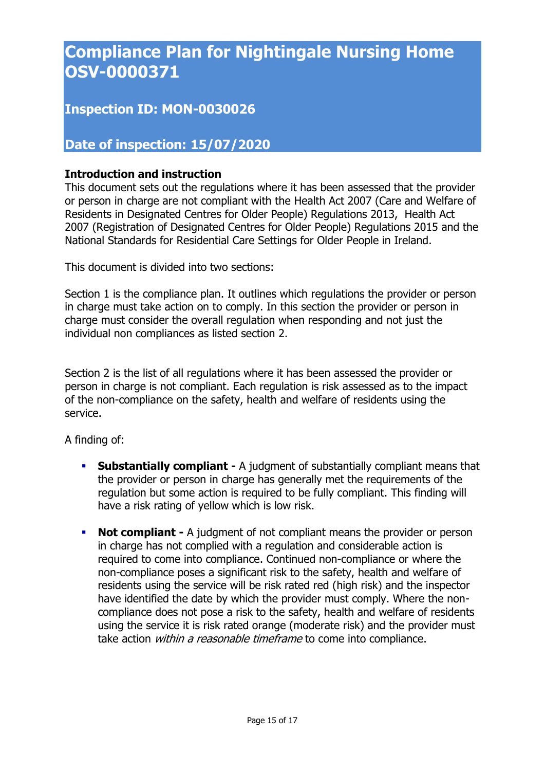# Compliance Plan for Nightingale Nursing Home OSV-0000371

## Inspection ID: MON-0030026

## Date of inspection: 15/07/2020

**Introduction and instruction**
This document sets out the regulations where it has been assessed that the provider or person in charge are not compliant with the Health Act 2007 (Care and Welfare of Residents in Designated Centres for Older People) Regulations 2013, Health Act 2007 (Registration of Designated Centres for Older People) Regulations 2015 and the National Standards for Residential Care Settings for Older People in Ireland.

This document is divided into two sections:

Section 1 is the compliance plan. It outlines which regulations the provider or person in charge must take action on to comply. In this section the provider or person in charge must consider the overall regulation when responding and not just the individual non compliances as listed section 2.

Section 2 is the list of all regulations where it has been assessed the provider or person in charge is not compliant. Each regulation is risk assessed as to the impact of the non-compliance on the safety, health and welfare of residents using the service.

A finding of:

- **Substantially compliant -** A judgment of substantially compliant means that the provider or person in charge has generally met the requirements of the regulation but some action is required to be fully compliant. This finding will have a risk rating of yellow which is low risk.

- **Not compliant -** A judgment of not compliant means the provider or person in charge has not complied with a regulation and considerable action is required to come into compliance. Continued non-compliance or where the non-compliance poses a significant risk to the safety, health and welfare of residents using the service will be risk rated red (high risk) and the inspector have identified the date by which the provider must comply. Where the non-compliance does not pose a risk to the safety, health and welfare of residents using the service it is risk rated orange (moderate risk) and the provider must take action *within a reasonable timeframe* to come into compliance.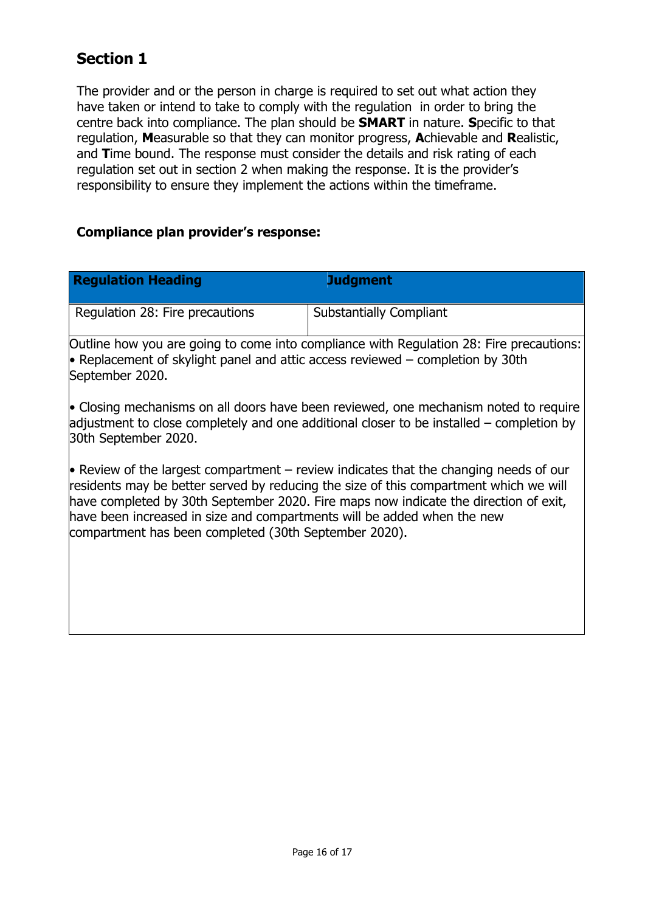## Section 1

The provider and or the person in charge is required to set out what action they have taken or intend to take to comply with the regulation in order to bring the centre back into compliance. The plan should be **SMART** in nature. **S**pecific to that regulation, **M**easurable so that they can monitor progress, **A**chievable and **R**ealistic, and **T**ime bound. The response must consider the details and risk rating of each regulation set out in section 2 when making the response. It is the provider's responsibility to ensure they implement the actions within the timeframe.

**Compliance plan provider's response:**

| Regulation Heading | Judgment |
|---|---|
| Regulation 28: Fire precautions | Substantially Compliant |

Outline how you are going to come into compliance with Regulation 28: Fire precautions:

- Replacement of skylight panel and attic access reviewed – completion by 30th September 2020.

- Closing mechanisms on all doors have been reviewed, one mechanism noted to require adjustment to close completely and one additional closer to be installed – completion by 30th September 2020.

- Review of the largest compartment – review indicates that the changing needs of our residents may be better served by reducing the size of this compartment which we will have completed by 30th September 2020. Fire maps now indicate the direction of exit, have been increased in size and compartments will be added when the new compartment has been completed (30th September 2020).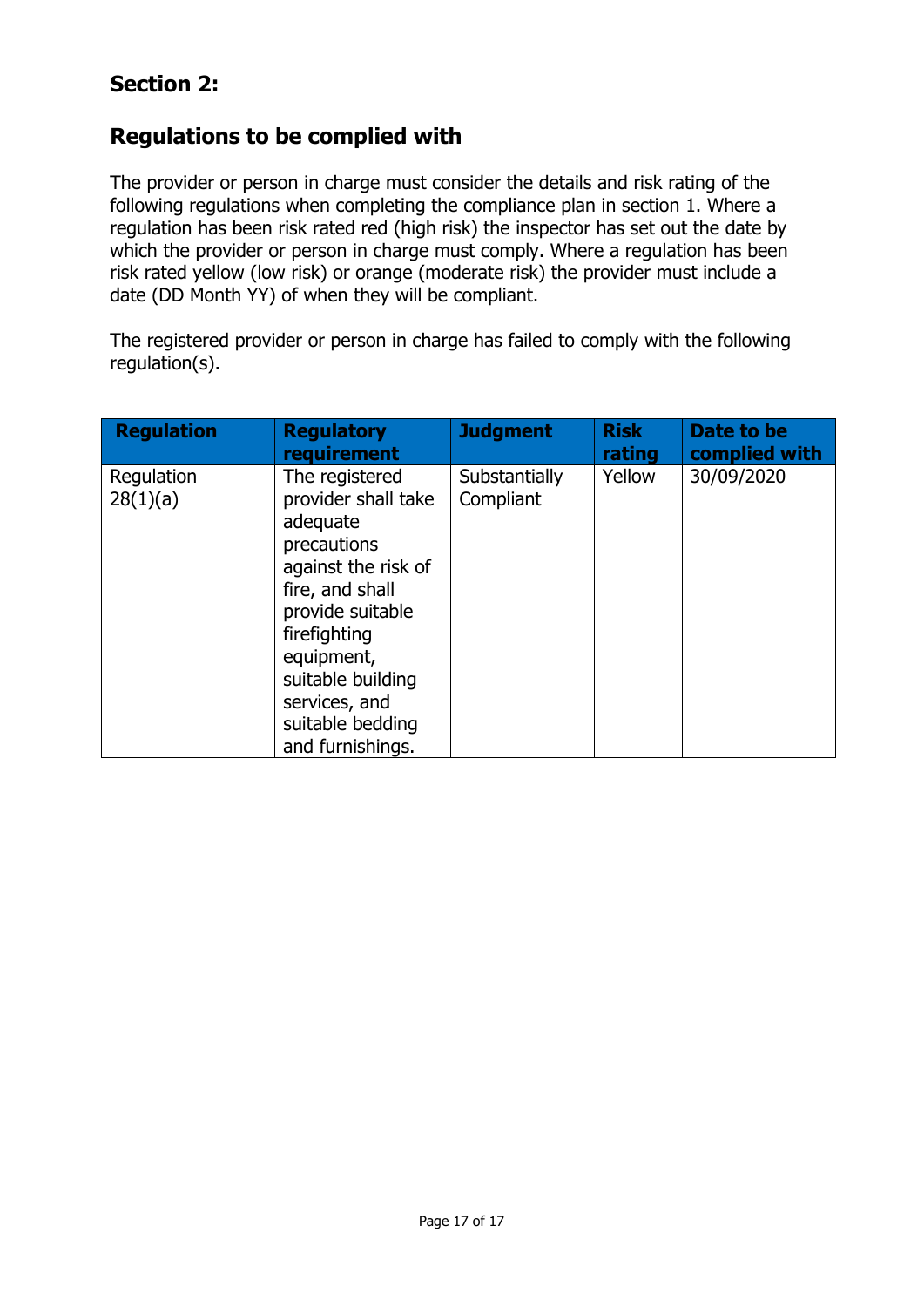## Section 2:

## Regulations to be complied with

The provider or person in charge must consider the details and risk rating of the following regulations when completing the compliance plan in section 1. Where a regulation has been risk rated red (high risk) the inspector has set out the date by which the provider or person in charge must comply. Where a regulation has been risk rated yellow (low risk) or orange (moderate risk) the provider must include a date (DD Month YY) of when they will be compliant.

The registered provider or person in charge has failed to comply with the following regulation(s).

| Regulation | Regulatory requirement | Judgment | Risk rating | Date to be complied with |
|---|---|---|---|---|
| Regulation 28(1)(a) | The registered provider shall take adequate precautions against the risk of fire, and shall provide suitable firefighting equipment, suitable building services, and suitable bedding and furnishings. | Substantially Compliant | Yellow | 30/09/2020 |